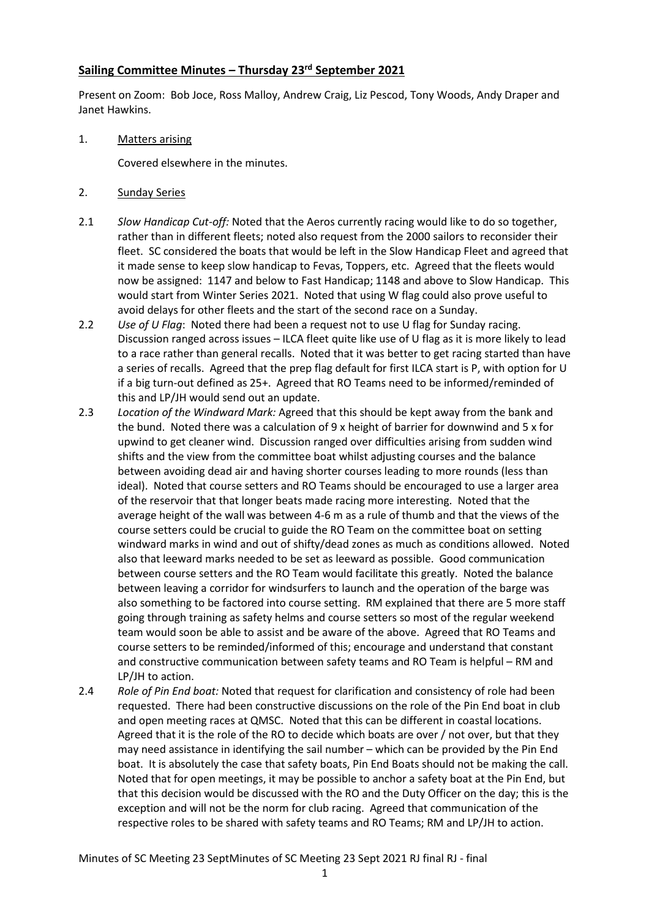## Sailing Committee Minutes – Thursday 23rd September 2021

Present on Zoom: Bob Joce, Ross Malloy, Andrew Craig, Liz Pescod, Tony Woods, Andy Draper and Janet Hawkins.

1. Matters arising

   Covered elsewhere in the minutes.

2. Sunday Series

2.1 *Slow Handicap Cut-off:* Noted that the Aeros currently racing would like to do so together, rather than in different fleets; noted also request from the 2000 sailors to reconsider their fleet. SC considered the boats that would be left in the Slow Handicap Fleet and agreed that it made sense to keep slow handicap to Fevas, Toppers, etc. Agreed that the fleets would now be assigned: 1147 and below to Fast Handicap; 1148 and above to Slow Handicap. This would start from Winter Series 2021. Noted that using W flag could also prove useful to avoid delays for other fleets and the start of the second race on a Sunday.

2.2 *Use of U Flag*: Noted there had been a request not to use U flag for Sunday racing. Discussion ranged across issues – ILCA fleet quite like use of U flag as it is more likely to lead to a race rather than general recalls. Noted that it was better to get racing started than have a series of recalls. Agreed that the prep flag default for first ILCA start is P, with option for U if a big turn-out defined as 25+. Agreed that RO Teams need to be informed/reminded of this and LP/JH would send out an update.

2.3 *Location of the Windward Mark:* Agreed that this should be kept away from the bank and the bund. Noted there was a calculation of 9 x height of barrier for downwind and 5 x for upwind to get cleaner wind. Discussion ranged over difficulties arising from sudden wind shifts and the view from the committee boat whilst adjusting courses and the balance between avoiding dead air and having shorter courses leading to more rounds (less than ideal). Noted that course setters and RO Teams should be encouraged to use a larger area of the reservoir that that longer beats made racing more interesting. Noted that the average height of the wall was between 4-6 m as a rule of thumb and that the views of the course setters could be crucial to guide the RO Team on the committee boat on setting windward marks in wind and out of shifty/dead zones as much as conditions allowed. Noted also that leeward marks needed to be set as leeward as possible. Good communication between course setters and the RO Team would facilitate this greatly. Noted the balance between leaving a corridor for windsurfers to launch and the operation of the barge was also something to be factored into course setting. RM explained that there are 5 more staff going through training as safety helms and course setters so most of the regular weekend team would soon be able to assist and be aware of the above. Agreed that RO Teams and course setters to be reminded/informed of this; encourage and understand that constant and constructive communication between safety teams and RO Team is helpful – RM and LP/JH to action.

2.4 *Role of Pin End boat:* Noted that request for clarification and consistency of role had been requested. There had been constructive discussions on the role of the Pin End boat in club and open meeting races at QMSC. Noted that this can be different in coastal locations. Agreed that it is the role of the RO to decide which boats are over / not over, but that they may need assistance in identifying the sail number – which can be provided by the Pin End boat. It is absolutely the case that safety boats, Pin End Boats should not be making the call. Noted that for open meetings, it may be possible to anchor a safety boat at the Pin End, but that this decision would be discussed with the RO and the Duty Officer on the day; this is the exception and will not be the norm for club racing. Agreed that communication of the respective roles to be shared with safety teams and RO Teams; RM and LP/JH to action.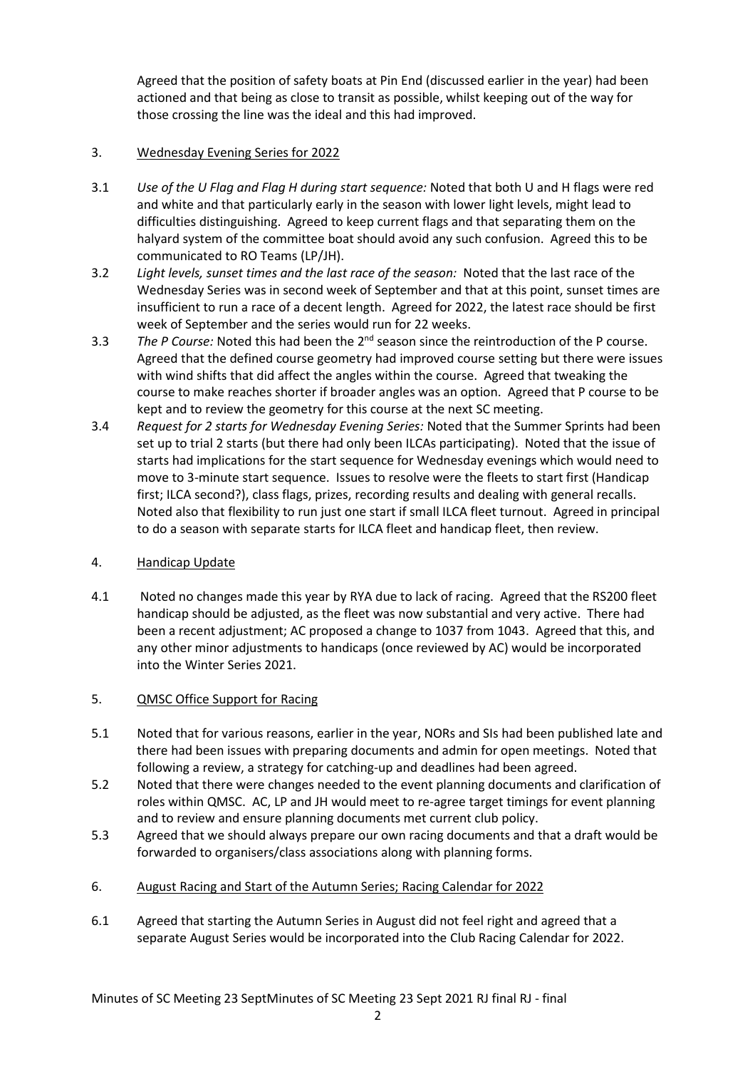Agreed that the position of safety boats at Pin End (discussed earlier in the year) had been actioned and that being as close to transit as possible, whilst keeping out of the way for those crossing the line was the ideal and this had improved.

3. Wednesday Evening Series for 2022

3.1 *Use of the U Flag and Flag H during start sequence:* Noted that both U and H flags were red and white and that particularly early in the season with lower light levels, might lead to difficulties distinguishing. Agreed to keep current flags and that separating them on the halyard system of the committee boat should avoid any such confusion. Agreed this to be communicated to RO Teams (LP/JH).

3.2 *Light levels, sunset times and the last race of the season:* Noted that the last race of the Wednesday Series was in second week of September and that at this point, sunset times are insufficient to run a race of a decent length. Agreed for 2022, the latest race should be first week of September and the series would run for 22 weeks.

3.3 *The P Course:* Noted this had been the 2nd season since the reintroduction of the P course. Agreed that the defined course geometry had improved course setting but there were issues with wind shifts that did affect the angles within the course. Agreed that tweaking the course to make reaches shorter if broader angles was an option. Agreed that P course to be kept and to review the geometry for this course at the next SC meeting.

3.4 *Request for 2 starts for Wednesday Evening Series:* Noted that the Summer Sprints had been set up to trial 2 starts (but there had only been ILCAs participating). Noted that the issue of starts had implications for the start sequence for Wednesday evenings which would need to move to 3-minute start sequence. Issues to resolve were the fleets to start first (Handicap first; ILCA second?), class flags, prizes, recording results and dealing with general recalls. Noted also that flexibility to run just one start if small ILCA fleet turnout. Agreed in principal to do a season with separate starts for ILCA fleet and handicap fleet, then review.

4. Handicap Update

4.1 Noted no changes made this year by RYA due to lack of racing. Agreed that the RS200 fleet handicap should be adjusted, as the fleet was now substantial and very active. There had been a recent adjustment; AC proposed a change to 1037 from 1043. Agreed that this, and any other minor adjustments to handicaps (once reviewed by AC) would be incorporated into the Winter Series 2021.

5. QMSC Office Support for Racing

5.1 Noted that for various reasons, earlier in the year, NORs and SIs had been published late and there had been issues with preparing documents and admin for open meetings. Noted that following a review, a strategy for catching-up and deadlines had been agreed.

5.2 Noted that there were changes needed to the event planning documents and clarification of roles within QMSC. AC, LP and JH would meet to re-agree target timings for event planning and to review and ensure planning documents met current club policy.

5.3 Agreed that we should always prepare our own racing documents and that a draft would be forwarded to organisers/class associations along with planning forms.

6. August Racing and Start of the Autumn Series; Racing Calendar for 2022

6.1 Agreed that starting the Autumn Series in August did not feel right and agreed that a separate August Series would be incorporated into the Club Racing Calendar for 2022.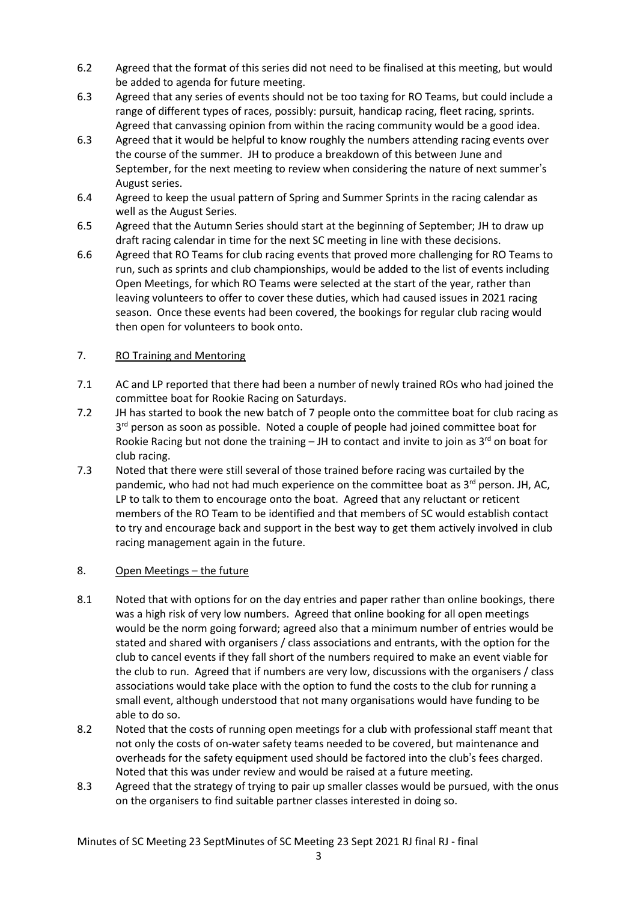6.2 Agreed that the format of this series did not need to be finalised at this meeting, but would be added to agenda for future meeting.

6.3 Agreed that any series of events should not be too taxing for RO Teams, but could include a range of different types of races, possibly: pursuit, handicap racing, fleet racing, sprints. Agreed that canvassing opinion from within the racing community would be a good idea.

6.3 Agreed that it would be helpful to know roughly the numbers attending racing events over the course of the summer. JH to produce a breakdown of this between June and September, for the next meeting to review when considering the nature of next summer's August series.

6.4 Agreed to keep the usual pattern of Spring and Summer Sprints in the racing calendar as well as the August Series.

6.5 Agreed that the Autumn Series should start at the beginning of September; JH to draw up draft racing calendar in time for the next SC meeting in line with these decisions.

6.6 Agreed that RO Teams for club racing events that proved more challenging for RO Teams to run, such as sprints and club championships, would be added to the list of events including Open Meetings, for which RO Teams were selected at the start of the year, rather than leaving volunteers to offer to cover these duties, which had caused issues in 2021 racing season. Once these events had been covered, the bookings for regular club racing would then open for volunteers to book onto.

7. <u>RO Training and Mentoring</u>

7.1 AC and LP reported that there had been a number of newly trained ROs who had joined the committee boat for Rookie Racing on Saturdays.

7.2 JH has started to book the new batch of 7 people onto the committee boat for club racing as 3rd person as soon as possible. Noted a couple of people had joined committee boat for Rookie Racing but not done the training – JH to contact and invite to join as 3rd on boat for club racing.

7.3 Noted that there were still several of those trained before racing was curtailed by the pandemic, who had not had much experience on the committee boat as 3rd person. JH, AC, LP to talk to them to encourage onto the boat. Agreed that any reluctant or reticent members of the RO Team to be identified and that members of SC would establish contact to try and encourage back and support in the best way to get them actively involved in club racing management again in the future.

8. <u>Open Meetings – the future</u>

8.1 Noted that with options for on the day entries and paper rather than online bookings, there was a high risk of very low numbers. Agreed that online booking for all open meetings would be the norm going forward; agreed also that a minimum number of entries would be stated and shared with organisers / class associations and entrants, with the option for the club to cancel events if they fall short of the numbers required to make an event viable for the club to run. Agreed that if numbers are very low, discussions with the organisers / class associations would take place with the option to fund the costs to the club for running a small event, although understood that not many organisations would have funding to be able to do so.

8.2 Noted that the costs of running open meetings for a club with professional staff meant that not only the costs of on-water safety teams needed to be covered, but maintenance and overheads for the safety equipment used should be factored into the club's fees charged. Noted that this was under review and would be raised at a future meeting.

8.3 Agreed that the strategy of trying to pair up smaller classes would be pursued, with the onus on the organisers to find suitable partner classes interested in doing so.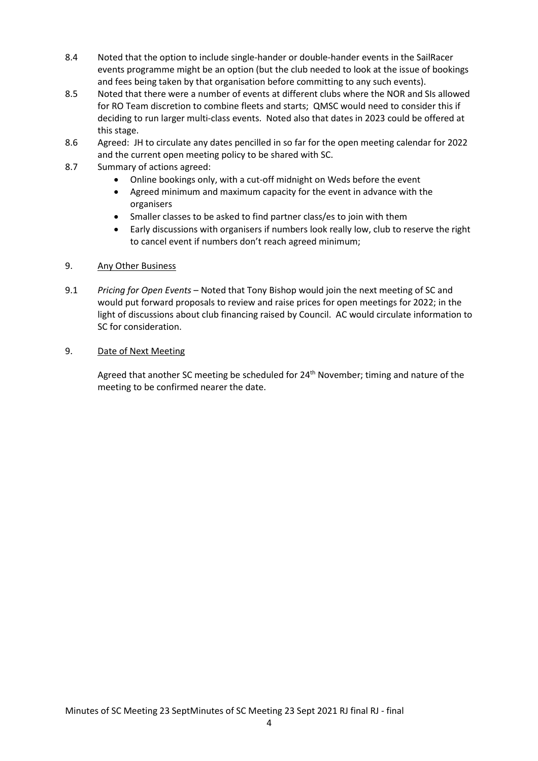8.4 Noted that the option to include single-hander or double-hander events in the SailRacer events programme might be an option (but the club needed to look at the issue of bookings and fees being taken by that organisation before committing to any such events).

8.5 Noted that there were a number of events at different clubs where the NOR and SIs allowed for RO Team discretion to combine fleets and starts; QMSC would need to consider this if deciding to run larger multi-class events. Noted also that dates in 2023 could be offered at this stage.

8.6 Agreed: JH to circulate any dates pencilled in so far for the open meeting calendar for 2022 and the current open meeting policy to be shared with SC.

8.7 Summary of actions agreed:

- Online bookings only, with a cut-off midnight on Weds before the event
- Agreed minimum and maximum capacity for the event in advance with the organisers
- Smaller classes to be asked to find partner class/es to join with them
- Early discussions with organisers if numbers look really low, club to reserve the right to cancel event if numbers don't reach agreed minimum;

## 9. Any Other Business

9.1 *Pricing for Open Events* – Noted that Tony Bishop would join the next meeting of SC and would put forward proposals to review and raise prices for open meetings for 2022; in the light of discussions about club financing raised by Council. AC would circulate information to SC for consideration.

## 9. Date of Next Meeting

Agreed that another SC meeting be scheduled for 24th November; timing and nature of the meeting to be confirmed nearer the date.